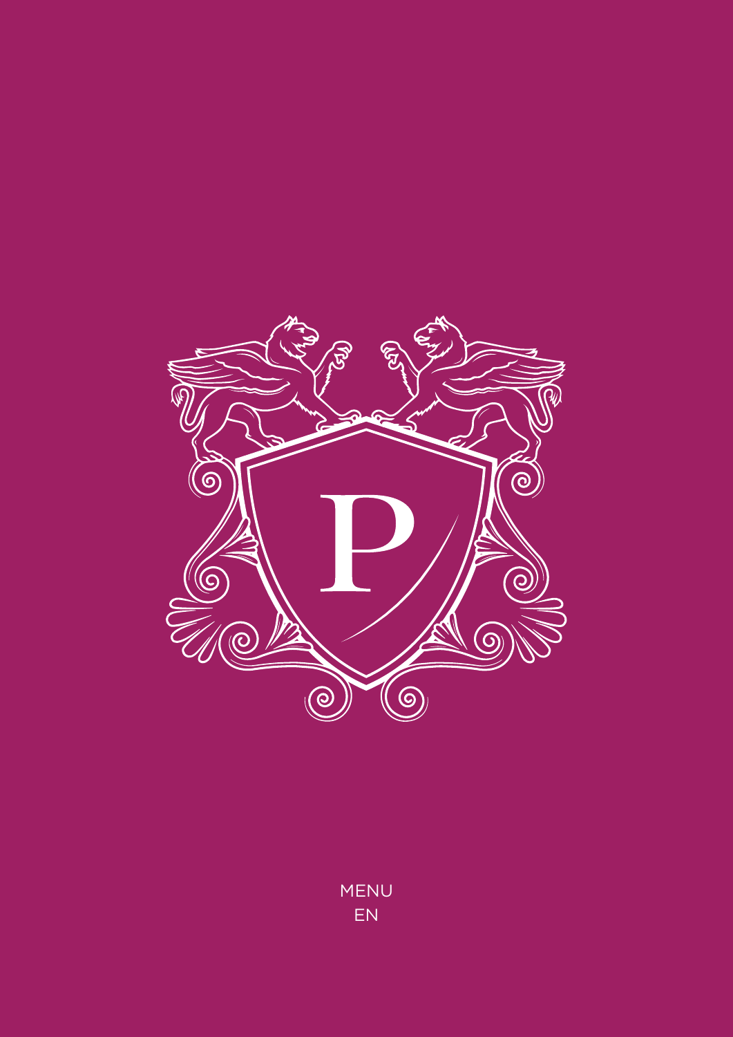P

MENU

EN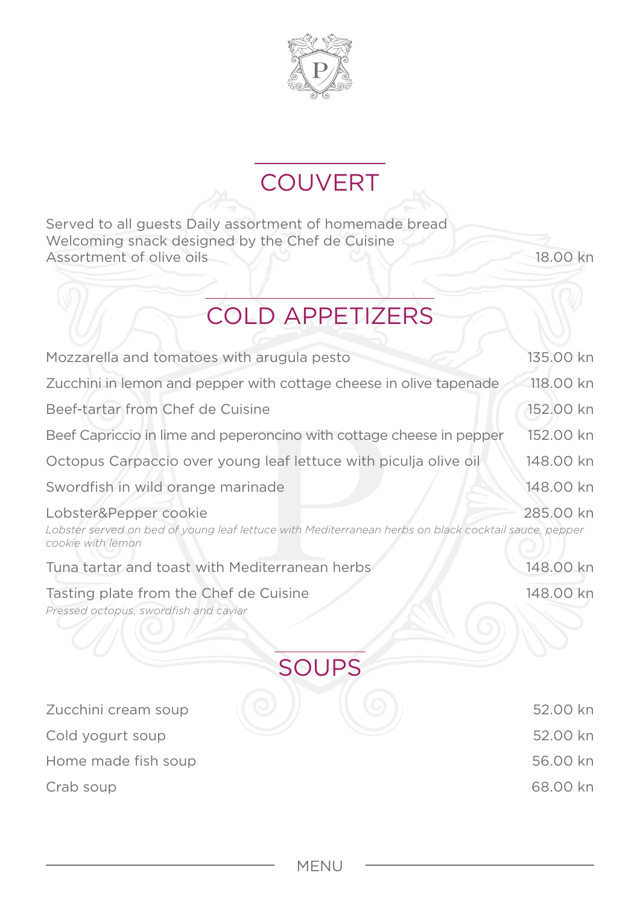## COUVERT

Served to all guests Daily assortment of homemade bread
Welcoming snack designed by the Chef de Cuisine
Assortment of olive oils 18.00 kn

## COLD APPETIZERS

Mozzarella and tomatoes with arugula pesto 135.00 kn

Zucchini in lemon and pepper with cottage cheese in olive tapenade 118.00 kn

Beef-tartar from Chef de Cuisine 152.00 kn

Beef Capriccio in lime and peperoncino with cottage cheese in pepper 152.00 kn

Octopus Carpaccio over young leaf lettuce with piculja olive oil 148.00 kn

Swordfish in wild orange marinade 148.00 kn

Lobster&Pepper cookie 285.00 kn
*Lobster served on bed of young leaf lettuce with Mediterranean herbs on black cocktail sauce, pepper cookie with lemon*

Tuna tartar and toast with Mediterranean herbs 148.00 kn

Tasting plate from the Chef de Cuisine 148.00 kn
*Pressed octopus, swordfish and caviar*

## SOUPS

Zucchini cream soup 52.00 kn

Cold yogurt soup 52.00 kn

Home made fish soup 56.00 kn

Crab soup 68.00 kn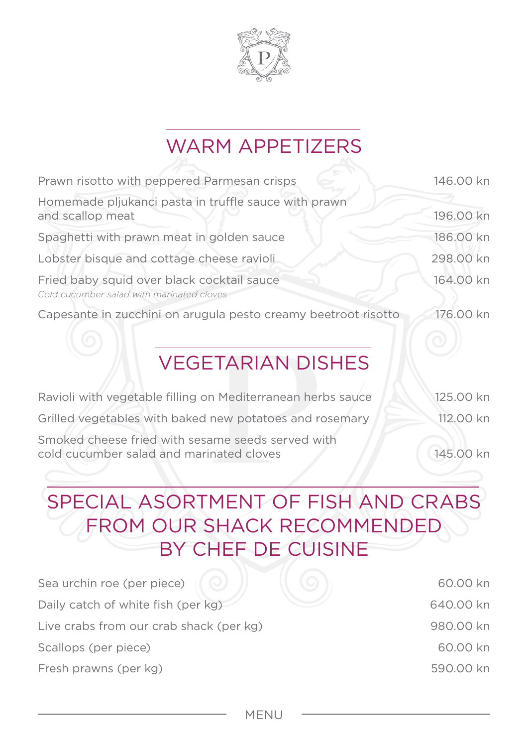## WARM APPETIZERS

| | |
|---|---|
| Prawn risotto with peppered Parmesan crisps | 146.00 kn |
| Homemade pljukanci pasta in truffle sauce with prawn and scallop meat | 196.00 kn |
| Spaghetti with prawn meat in golden sauce | 186.00 kn |
| Lobster bisque and cottage cheese ravioli | 298.00 kn |
| Fried baby squid over black cocktail sauce *Cold cucumber salad with marinated cloves* | 164.00 kn |
| Capesante in zucchini on arugula pesto creamy beetroot risotto | 176.00 kn |

## VEGETARIAN DISHES

| | |
|---|---|
| Ravioli with vegetable filling on Mediterranean herbs sauce | 125.00 kn |
| Grilled vegetables with baked new potatoes and rosemary | 112.00 kn |
| Smoked cheese fried with sesame seeds served with cold cucumber salad and marinated cloves | 145.00 kn |

## SPECIAL ASORTMENT OF FISH AND CRABS FROM OUR SHACK RECOMMENDED BY CHEF DE CUISINE

| | |
|---|---|
| Sea urchin roe (per piece) | 60.00 kn |
| Daily catch of white fish (per kg) | 640.00 kn |
| Live crabs from our crab shack (per kg) | 980.00 kn |
| Scallops (per piece) | 60.00 kn |
| Fresh prawns (per kg) | 590.00 kn |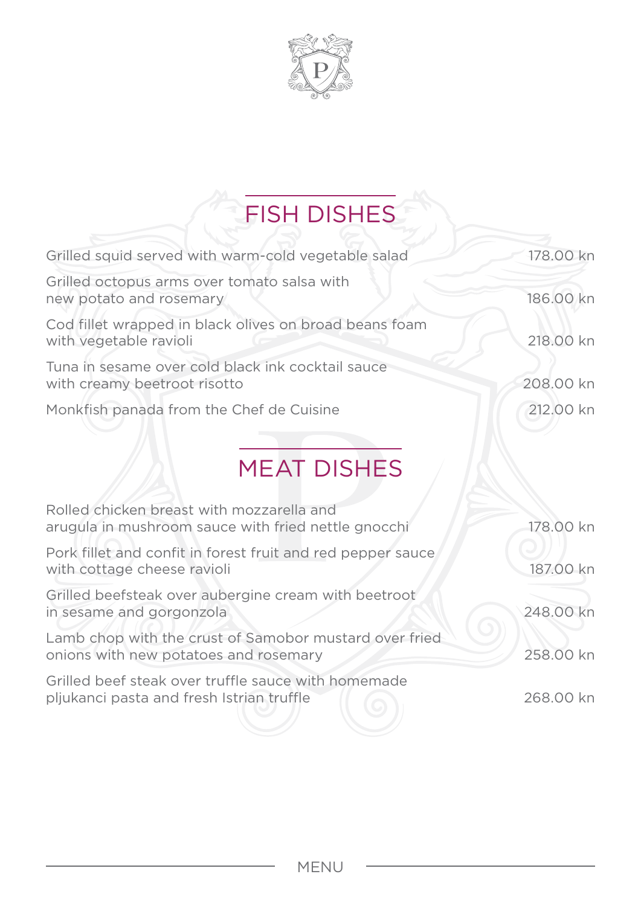## FISH DISHES

| | |
|---|---|
| Grilled squid served with warm-cold vegetable salad | 178.00 kn |
| Grilled octopus arms over tomato salsa with new potato and rosemary | 186.00 kn |
| Cod fillet wrapped in black olives on broad beans foam with vegetable ravioli | 218.00 kn |
| Tuna in sesame over cold black ink cocktail sauce with creamy beetroot risotto | 208.00 kn |
| Monkfish panada from the Chef de Cuisine | 212.00 kn |

## MEAT DISHES

| | |
|---|---|
| Rolled chicken breast with mozzarella and arugula in mushroom sauce with fried nettle gnocchi | 178.00 kn |
| Pork fillet and confit in forest fruit and red pepper sauce with cottage cheese ravioli | 187.00 kn |
| Grilled beefsteak over aubergine cream with beetroot in sesame and gorgonzola | 248.00 kn |
| Lamb chop with the crust of Samobor mustard over fried onions with new potatoes and rosemary | 258.00 kn |
| Grilled beef steak over truffle sauce with homemade pljukanci pasta and fresh Istrian truffle | 268.00 kn |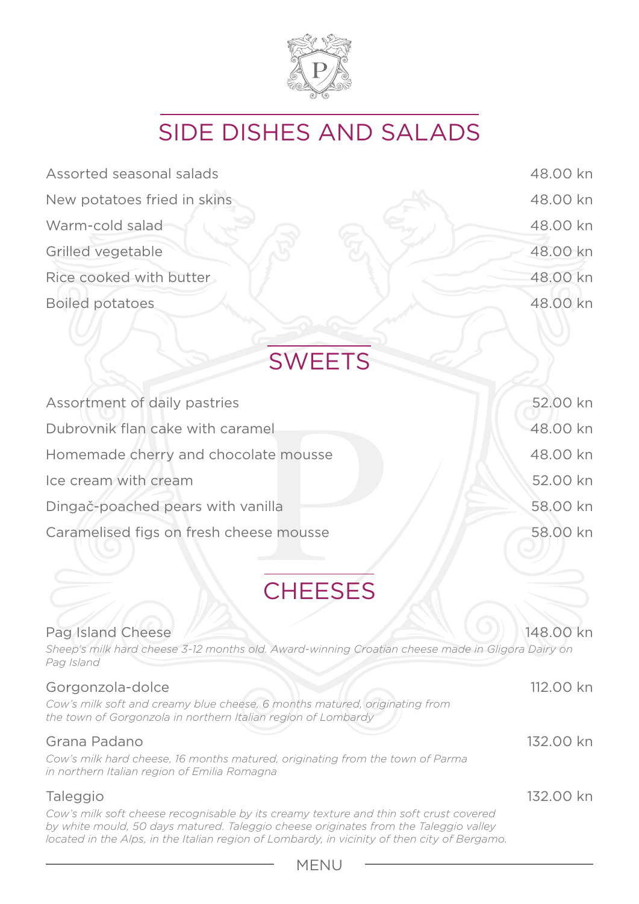# SIDE DISHES AND SALADS

| | |
|---|---|
| Assorted seasonal salads | 48.00 kn |
| New potatoes fried in skins | 48.00 kn |
| Warm-cold salad | 48.00 kn |
| Grilled vegetable | 48.00 kn |
| Rice cooked with butter | 48.00 kn |
| Boiled potatoes | 48.00 kn |

# SWEETS

| | |
|---|---|
| Assortment of daily pastries | 52.00 kn |
| Dubrovnik flan cake with caramel | 48.00 kn |
| Homemade cherry and chocolate mousse | 48.00 kn |
| Ice cream with cream | 52.00 kn |
| Dingač-poached pears with vanilla | 58.00 kn |
| Caramelised figs on fresh cheese mousse | 58.00 kn |

# CHEESES

Pag Island Cheese — 148.00 kn

*Sheep's milk hard cheese 3-12 months old. Award-winning Croatian cheese made in Gligora Dairy on Pag Island*

Gorgonzola-dolce — 112.00 kn

*Cow's milk soft and creamy blue cheese, 6 months matured, originating from the town of Gorgonzola in northern Italian region of Lombardy*

Grana Padano — 132.00 kn

*Cow's milk hard cheese, 16 months matured, originating from the town of Parma in northern Italian region of Emilia Romagna*

Taleggio — 132.00 kn

*Cow's milk soft cheese recognisable by its creamy texture and thin soft crust covered by white mould, 50 days matured. Taleggio cheese originates from the Taleggio valley located in the Alps, in the Italian region of Lombardy, in vicinity of then city of Bergamo.*